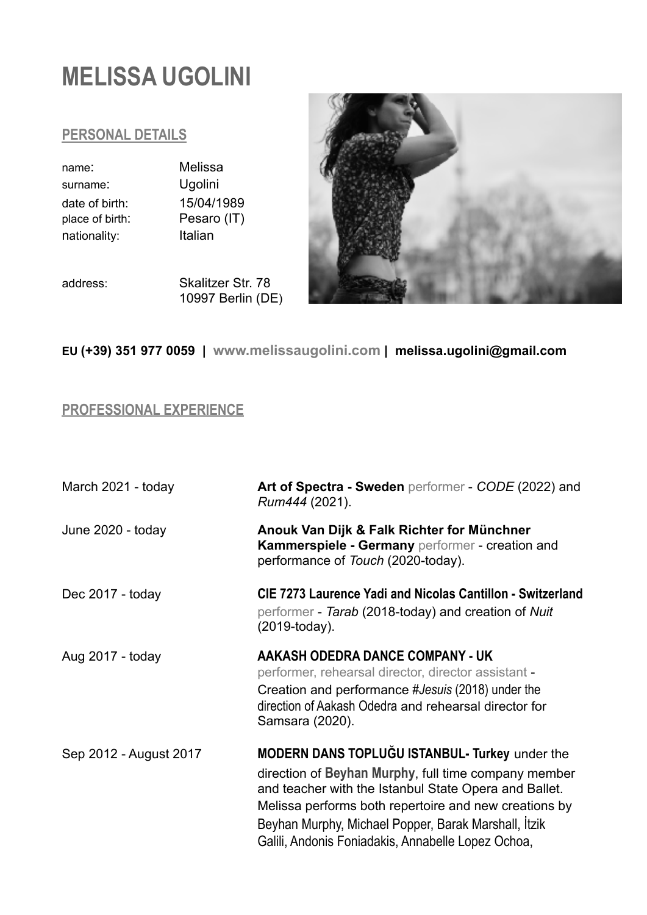# MELISSA UGOLINI

## PERSONAL DETAILS

| | |
|---|---|
| name: | Melissa |
| surname: | Ugolini |
| date of birth: | 15/04/1989 |
| place of birth: | Pesaro (IT) |
| nationality: | Italian |
| address: | Skalitzer Str. 78<br>10997 Berlin (DE) |

**EU (+39) 351 977 0059 | www.melissaugolini.com | melissa.ugolini@gmail.com**

## PROFESSIONAL EXPERIENCE

| | |
|---|---|
| March 2021 - today | **Art of Spectra - Sweden** performer - *CODE* (2022) and *Rum444* (2021). |
| June 2020 - today | **Anouk Van Dijk & Falk Richter for Münchner Kammerspiele - Germany** performer - creation and performance of *Touch* (2020-today). |
| Dec 2017 - today | **CIE 7273 Laurence Yadi and Nicolas Cantillon - Switzerland** performer - *Tarab* (2018-today) and creation of *Nuit* (2019-today). |
| Aug 2017 - today | **AAKASH ODEDRA DANCE COMPANY - UK** performer, rehearsal director, director assistant - Creation and performance #*Jesuis* (2018) under the direction of Aakash Odedra and rehearsal director for Samsara (2020). |
| Sep 2012 - August 2017 | **MODERN DANS TOPLUĞU ISTANBUL- Turkey** under the direction of **Beyhan Murphy**, full time company member and teacher with the Istanbul State Opera and Ballet. Melissa performs both repertoire and new creations by Beyhan Murphy, Michael Popper, Barak Marshall, İtzik Galili, Andonis Foniadakis, Annabelle Lopez Ochoa, |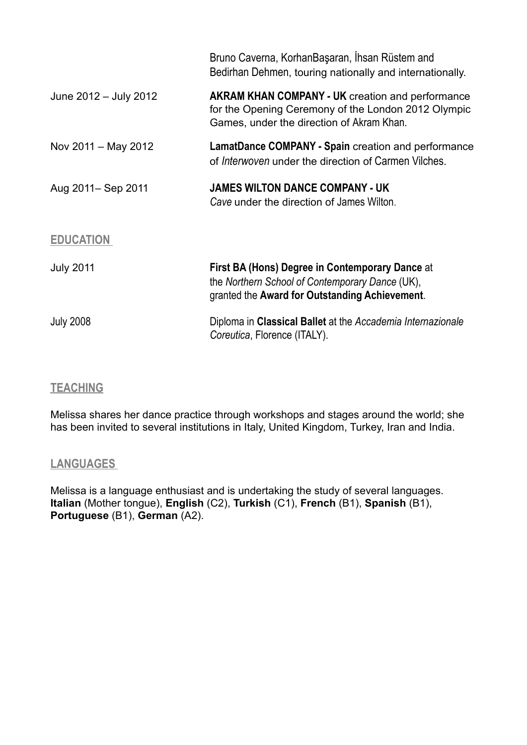| | |
|---|---|
| | Bruno Caverna, KorhanBaşaran, İhsan Rüstem and Bedirhan Dehmen, touring nationally and internationally. |
| June 2012 – July 2012 | **AKRAM KHAN COMPANY - UK** creation and performance for the Opening Ceremony of the London 2012 Olympic Games, under the direction of Akram Khan. |
| Nov 2011 – May 2012 | **LamatDance COMPANY - Spain** creation and performance of *Interwoven* under the direction of Carmen Vilches. |
| Aug 2011– Sep 2011 | **JAMES WILTON DANCE COMPANY - UK** *Cave* under the direction of James Wilton. |

## EDUCATION

| | |
|---|---|
| July 2011 | **First BA (Hons) Degree in Contemporary Dance** at the *Northern School of Contemporary Dance* (UK), granted the **Award for Outstanding Achievement**. |
| July 2008 | Diploma in **Classical Ballet** at the *Accademia Internazionale Coreutica*, Florence (ITALY). |

## TEACHING

Melissa shares her dance practice through workshops and stages around the world; she has been invited to several institutions in Italy, United Kingdom, Turkey, Iran and India.

## LANGUAGES

Melissa is a language enthusiast and is undertaking the study of several languages. **Italian** (Mother tongue), **English** (C2), **Turkish** (C1), **French** (B1), **Spanish** (B1), **Portuguese** (B1), **German** (A2).